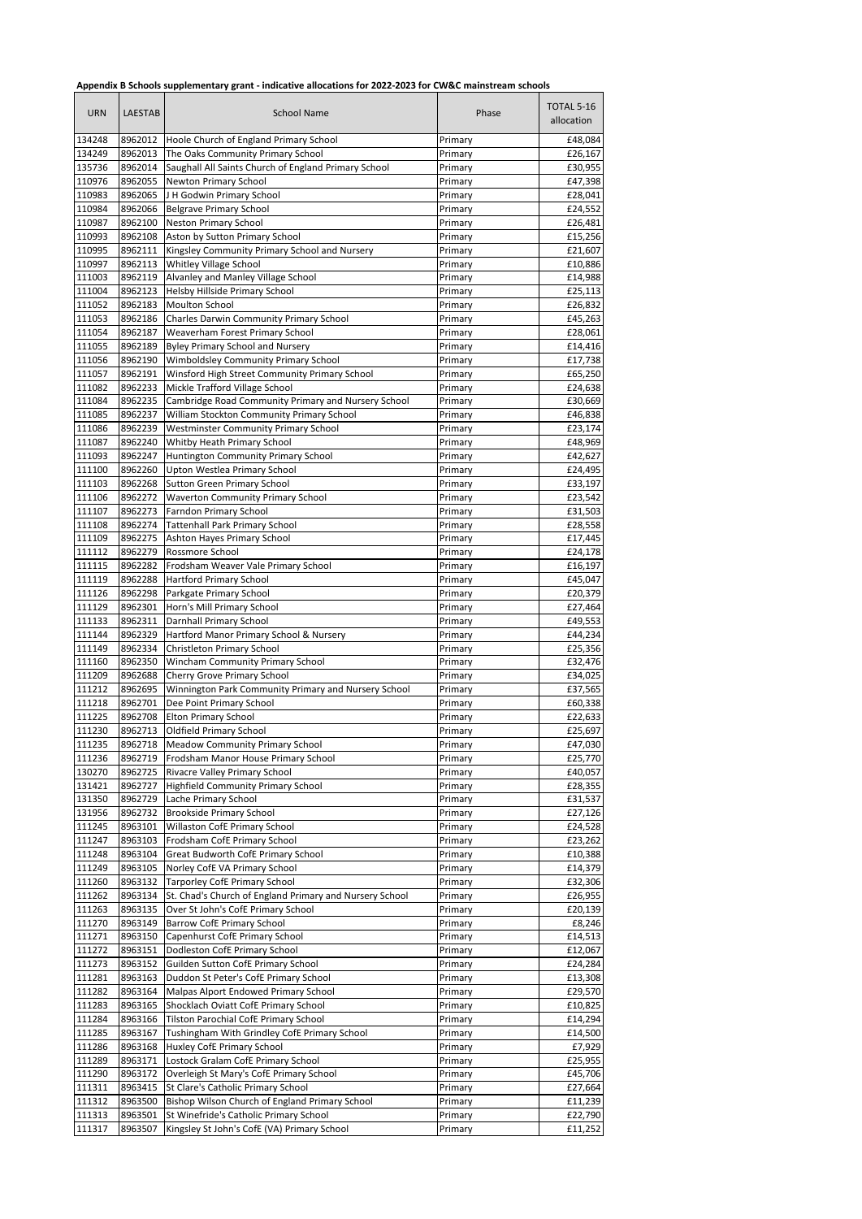**Appendix B Schools supplementary grant - indicative allocations for 2022-2023 for CW&C mainstream schools**

| URN | LAESTAB | School Name | Phase | TOTAL 5-16 allocation |
|---|---|---|---|---|
| 134248 | 8962012 | Hoole Church of England Primary School | Primary | £48,084 |
| 134249 | 8962013 | The Oaks Community Primary School | Primary | £26,167 |
| 135736 | 8962014 | Saughall All Saints Church of England Primary School | Primary | £30,955 |
| 110976 | 8962055 | Newton Primary School | Primary | £47,398 |
| 110983 | 8962065 | J H Godwin Primary School | Primary | £28,041 |
| 110984 | 8962066 | Belgrave Primary School | Primary | £24,552 |
| 110987 | 8962100 | Neston Primary School | Primary | £26,481 |
| 110993 | 8962108 | Aston by Sutton Primary School | Primary | £15,256 |
| 110995 | 8962111 | Kingsley Community Primary School and Nursery | Primary | £21,607 |
| 110997 | 8962113 | Whitley Village School | Primary | £10,886 |
| 111003 | 8962119 | Alvanley and Manley Village School | Primary | £14,988 |
| 111004 | 8962123 | Helsby Hillside Primary School | Primary | £25,113 |
| 111052 | 8962183 | Moulton School | Primary | £26,832 |
| 111053 | 8962186 | Charles Darwin Community Primary School | Primary | £45,263 |
| 111054 | 8962187 | Weaverham Forest Primary School | Primary | £28,061 |
| 111055 | 8962189 | Byley Primary School and Nursery | Primary | £14,416 |
| 111056 | 8962190 | Wimboldsley Community Primary School | Primary | £17,738 |
| 111057 | 8962191 | Winsford High Street Community Primary School | Primary | £65,250 |
| 111082 | 8962233 | Mickle Trafford Village School | Primary | £24,638 |
| 111084 | 8962235 | Cambridge Road Community Primary and Nursery School | Primary | £30,669 |
| 111085 | 8962237 | William Stockton Community Primary School | Primary | £46,838 |
| 111086 | 8962239 | Westminster Community Primary School | Primary | £23,174 |
| 111087 | 8962240 | Whitby Heath Primary School | Primary | £48,969 |
| 111093 | 8962247 | Huntington Community Primary School | Primary | £42,627 |
| 111100 | 8962260 | Upton Westlea Primary School | Primary | £24,495 |
| 111103 | 8962268 | Sutton Green Primary School | Primary | £33,197 |
| 111106 | 8962272 | Waverton Community Primary School | Primary | £23,542 |
| 111107 | 8962273 | Farndon Primary School | Primary | £31,503 |
| 111108 | 8962274 | Tattenhall Park Primary School | Primary | £28,558 |
| 111109 | 8962275 | Ashton Hayes Primary School | Primary | £17,445 |
| 111112 | 8962279 | Rossmore School | Primary | £24,178 |
| 111115 | 8962282 | Frodsham Weaver Vale Primary School | Primary | £16,197 |
| 111119 | 8962288 | Hartford Primary School | Primary | £45,047 |
| 111126 | 8962298 | Parkgate Primary School | Primary | £20,379 |
| 111129 | 8962301 | Horn's Mill Primary School | Primary | £27,464 |
| 111133 | 8962311 | Darnhall Primary School | Primary | £49,553 |
| 111144 | 8962329 | Hartford Manor Primary School & Nursery | Primary | £44,234 |
| 111149 | 8962334 | Christleton Primary School | Primary | £25,356 |
| 111160 | 8962350 | Wincham Community Primary School | Primary | £32,476 |
| 111209 | 8962688 | Cherry Grove Primary School | Primary | £34,025 |
| 111212 | 8962695 | Winnington Park Community Primary and Nursery School | Primary | £37,565 |
| 111218 | 8962701 | Dee Point Primary School | Primary | £60,338 |
| 111225 | 8962708 | Elton Primary School | Primary | £22,633 |
| 111230 | 8962713 | Oldfield Primary School | Primary | £25,697 |
| 111235 | 8962718 | Meadow Community Primary School | Primary | £47,030 |
| 111236 | 8962719 | Frodsham Manor House Primary School | Primary | £25,770 |
| 130270 | 8962725 | Rivacre Valley Primary School | Primary | £40,057 |
| 131421 | 8962727 | Highfield Community Primary School | Primary | £28,355 |
| 131350 | 8962729 | Lache Primary School | Primary | £31,537 |
| 131956 | 8962732 | Brookside Primary School | Primary | £27,126 |
| 111245 | 8963101 | Willaston CofE Primary School | Primary | £24,528 |
| 111247 | 8963103 | Frodsham CofE Primary School | Primary | £23,262 |
| 111248 | 8963104 | Great Budworth CofE Primary School | Primary | £10,388 |
| 111249 | 8963105 | Norley CofE VA Primary School | Primary | £14,379 |
| 111260 | 8963132 | Tarporley CofE Primary School | Primary | £32,306 |
| 111262 | 8963134 | St. Chad's Church of England Primary and Nursery School | Primary | £26,955 |
| 111263 | 8963135 | Over St John's CofE Primary School | Primary | £20,139 |
| 111270 | 8963149 | Barrow CofE Primary School | Primary | £8,246 |
| 111271 | 8963150 | Capenhurst CofE Primary School | Primary | £14,513 |
| 111272 | 8963151 | Dodleston CofE Primary School | Primary | £12,067 |
| 111273 | 8963152 | Guilden Sutton CofE Primary School | Primary | £24,284 |
| 111281 | 8963163 | Duddon St Peter's CofE Primary School | Primary | £13,308 |
| 111282 | 8963164 | Malpas Alport Endowed Primary School | Primary | £29,570 |
| 111283 | 8963165 | Shocklach Oviatt CofE Primary School | Primary | £10,825 |
| 111284 | 8963166 | Tilston Parochial CofE Primary School | Primary | £14,294 |
| 111285 | 8963167 | Tushingham With Grindley CofE Primary School | Primary | £14,500 |
| 111286 | 8963168 | Huxley CofE Primary School | Primary | £7,929 |
| 111289 | 8963171 | Lostock Gralam CofE Primary School | Primary | £25,955 |
| 111290 | 8963172 | Overleigh St Mary's CofE Primary School | Primary | £45,706 |
| 111311 | 8963415 | St Clare's Catholic Primary School | Primary | £27,664 |
| 111312 | 8963500 | Bishop Wilson Church of England Primary School | Primary | £11,239 |
| 111313 | 8963501 | St Winefride's Catholic Primary School | Primary | £22,790 |
| 111317 | 8963507 | Kingsley St John's CofE (VA) Primary School | Primary | £11,252 |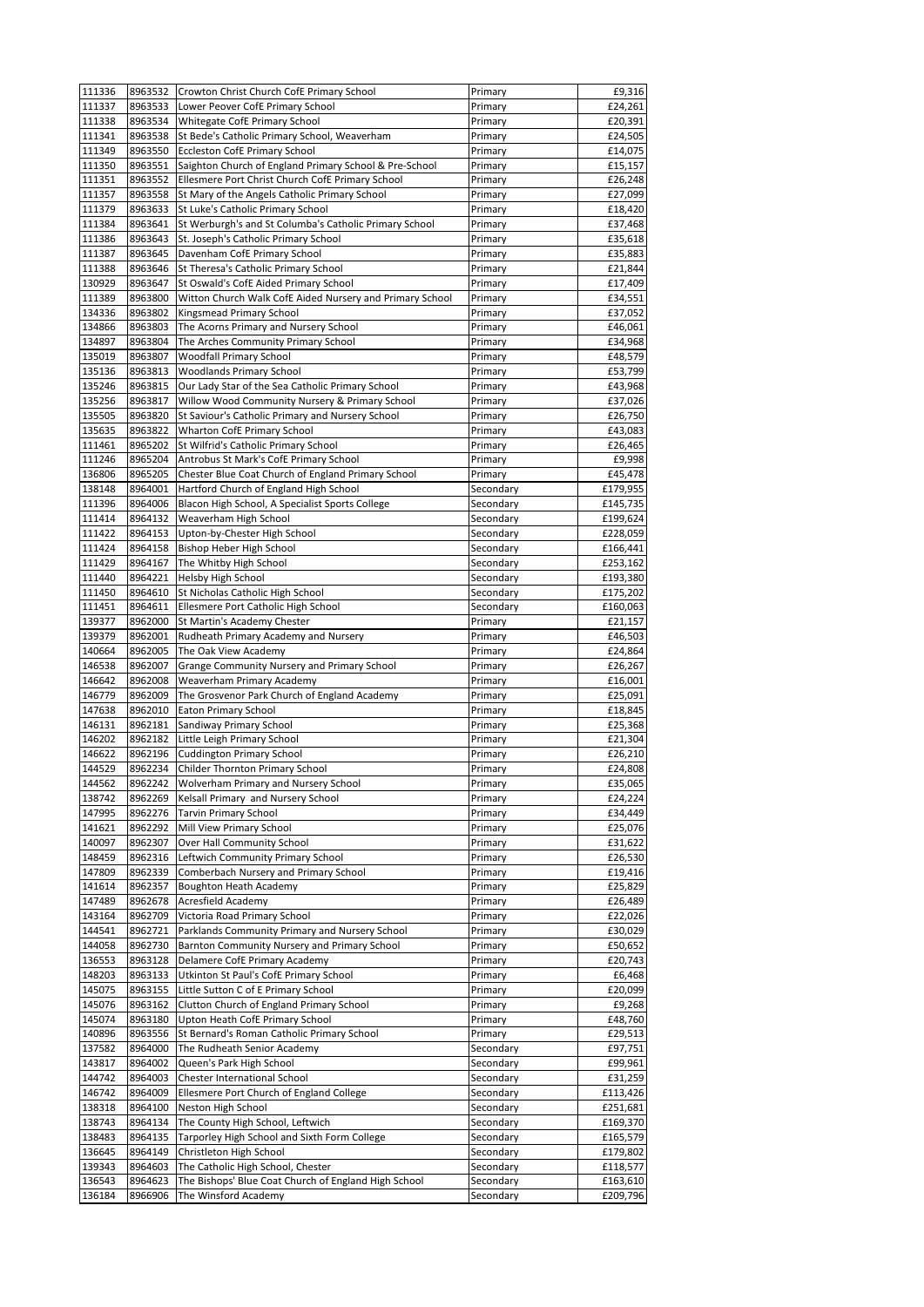| | | | | |
|---|---|---|---|---|
| 111336 | 8963532 | Crowton Christ Church CofE Primary School | Primary | £9,316 |
| 111337 | 8963533 | Lower Peover CofE Primary School | Primary | £24,261 |
| 111338 | 8963534 | Whitegate CofE Primary School | Primary | £20,391 |
| 111341 | 8963538 | St Bede's Catholic Primary School, Weaverham | Primary | £24,505 |
| 111349 | 8963550 | Eccleston CofE Primary School | Primary | £14,075 |
| 111350 | 8963551 | Saighton Church of England Primary School & Pre-School | Primary | £15,157 |
| 111351 | 8963552 | Ellesmere Port Christ Church CofE Primary School | Primary | £26,248 |
| 111357 | 8963558 | St Mary of the Angels Catholic Primary School | Primary | £27,099 |
| 111379 | 8963633 | St Luke's Catholic Primary School | Primary | £18,420 |
| 111384 | 8963641 | St Werburgh's and St Columba's Catholic Primary School | Primary | £37,468 |
| 111386 | 8963643 | St. Joseph's Catholic Primary School | Primary | £35,618 |
| 111387 | 8963645 | Davenham CofE Primary School | Primary | £35,883 |
| 111388 | 8963646 | St Theresa's Catholic Primary School | Primary | £21,844 |
| 130929 | 8963647 | St Oswald's CofE Aided Primary School | Primary | £17,409 |
| 111389 | 8963800 | Witton Church Walk CofE Aided Nursery and Primary School | Primary | £34,551 |
| 134336 | 8963802 | Kingsmead Primary School | Primary | £37,052 |
| 134866 | 8963803 | The Acorns Primary and Nursery School | Primary | £46,061 |
| 134897 | 8963804 | The Arches Community Primary School | Primary | £34,968 |
| 135019 | 8963807 | Woodfall Primary School | Primary | £48,579 |
| 135136 | 8963813 | Woodlands Primary School | Primary | £53,799 |
| 135246 | 8963815 | Our Lady Star of the Sea Catholic Primary School | Primary | £43,968 |
| 135256 | 8963817 | Willow Wood Community Nursery & Primary School | Primary | £37,026 |
| 135505 | 8963820 | St Saviour's Catholic Primary and Nursery School | Primary | £26,750 |
| 135635 | 8963822 | Wharton CofE Primary School | Primary | £43,083 |
| 111461 | 8965202 | St Wilfrid's Catholic Primary School | Primary | £26,465 |
| 111246 | 8965204 | Antrobus St Mark's CofE Primary School | Primary | £9,998 |
| 136806 | 8965205 | Chester Blue Coat Church of England Primary School | Primary | £45,478 |
| 138148 | 8964001 | Hartford Church of England High School | Secondary | £179,955 |
| 111396 | 8964006 | Blacon High School, A Specialist Sports College | Secondary | £145,735 |
| 111414 | 8964132 | Weaverham High School | Secondary | £199,624 |
| 111422 | 8964153 | Upton-by-Chester High School | Secondary | £228,059 |
| 111424 | 8964158 | Bishop Heber High School | Secondary | £166,441 |
| 111429 | 8964167 | The Whitby High School | Secondary | £253,162 |
| 111440 | 8964221 | Helsby High School | Secondary | £193,380 |
| 111450 | 8964610 | St Nicholas Catholic High School | Secondary | £175,202 |
| 111451 | 8964611 | Ellesmere Port Catholic High School | Secondary | £160,063 |
| 139377 | 8962000 | St Martin's Academy Chester | Primary | £21,157 |
| 139379 | 8962001 | Rudheath Primary Academy and Nursery | Primary | £46,503 |
| 140664 | 8962005 | The Oak View Academy | Primary | £24,864 |
| 146538 | 8962007 | Grange Community Nursery and Primary School | Primary | £26,267 |
| 146642 | 8962008 | Weaverham Primary Academy | Primary | £16,001 |
| 146779 | 8962009 | The Grosvenor Park Church of England Academy | Primary | £25,091 |
| 147638 | 8962010 | Eaton Primary School | Primary | £18,845 |
| 146131 | 8962181 | Sandiway Primary School | Primary | £25,368 |
| 146202 | 8962182 | Little Leigh Primary School | Primary | £21,304 |
| 146622 | 8962196 | Cuddington Primary School | Primary | £26,210 |
| 144529 | 8962234 | Childer Thornton Primary School | Primary | £24,808 |
| 144562 | 8962242 | Wolverham Primary and Nursery School | Primary | £35,065 |
| 138742 | 8962269 | Kelsall Primary and Nursery School | Primary | £24,224 |
| 147995 | 8962276 | Tarvin Primary School | Primary | £34,449 |
| 141621 | 8962292 | Mill View Primary School | Primary | £25,076 |
| 140097 | 8962307 | Over Hall Community School | Primary | £31,622 |
| 148459 | 8962316 | Leftwich Community Primary School | Primary | £26,530 |
| 147809 | 8962339 | Comberbach Nursery and Primary School | Primary | £19,416 |
| 141614 | 8962357 | Boughton Heath Academy | Primary | £25,829 |
| 147489 | 8962678 | Acresfield Academy | Primary | £26,489 |
| 143164 | 8962709 | Victoria Road Primary School | Primary | £22,026 |
| 144541 | 8962721 | Parklands Community Primary and Nursery School | Primary | £30,029 |
| 144058 | 8962730 | Barnton Community Nursery and Primary School | Primary | £50,652 |
| 136553 | 8963128 | Delamere CofE Primary Academy | Primary | £20,743 |
| 148203 | 8963133 | Utkinton St Paul's CofE Primary School | Primary | £6,468 |
| 145075 | 8963155 | Little Sutton C of E Primary School | Primary | £20,099 |
| 145076 | 8963162 | Clutton Church of England Primary School | Primary | £9,268 |
| 145074 | 8963180 | Upton Heath CofE Primary School | Primary | £48,760 |
| 140896 | 8963556 | St Bernard's Roman Catholic Primary School | Primary | £29,513 |
| 137582 | 8964000 | The Rudheath Senior Academy | Secondary | £97,751 |
| 143817 | 8964002 | Queen's Park High School | Secondary | £99,961 |
| 144742 | 8964003 | Chester International School | Secondary | £31,259 |
| 146742 | 8964009 | Ellesmere Port Church of England College | Secondary | £113,426 |
| 138318 | 8964100 | Neston High School | Secondary | £251,681 |
| 138743 | 8964134 | The County High School, Leftwich | Secondary | £169,370 |
| 138483 | 8964135 | Tarporley High School and Sixth Form College | Secondary | £165,579 |
| 136645 | 8964149 | Christleton High School | Secondary | £179,802 |
| 139343 | 8964603 | The Catholic High School, Chester | Secondary | £118,577 |
| 136543 | 8964623 | The Bishops' Blue Coat Church of England High School | Secondary | £163,610 |
| 136184 | 8966906 | The Winsford Academy | Secondary | £209,796 |